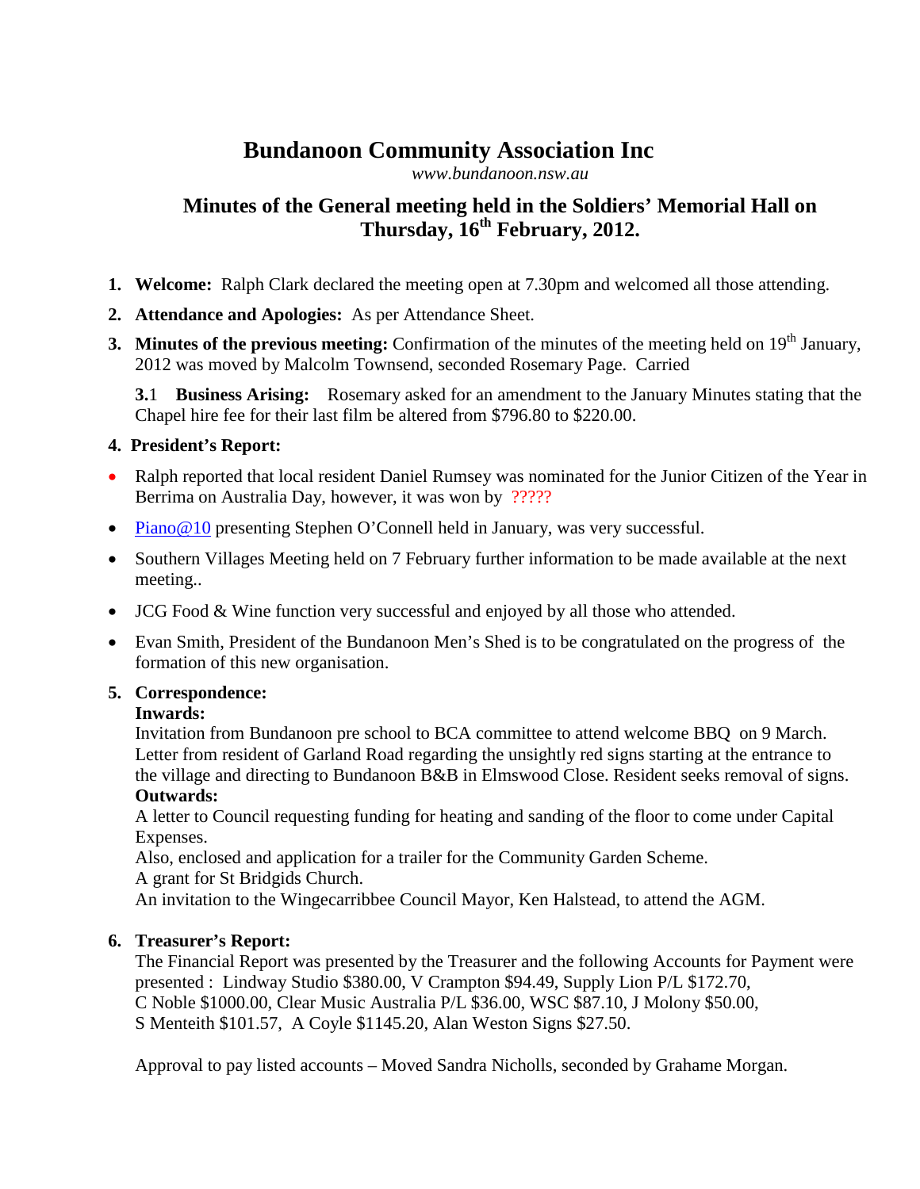# Bundanoon Community Association Inc

*www.bundanoon.nsw.au*

## Minutes of the General meeting held in the Soldiers' Memorial Hall on Thursday, 16th February, 2012.

1. **Welcome:** Ralph Clark declared the meeting open at 7.30pm and welcomed all those attending.
2. **Attendance and Apologies:** As per Attendance Sheet.
3. **Minutes of the previous meeting:** Confirmation of the minutes of the meeting held on 19th January, 2012 was moved by Malcolm Townsend, seconded Rosemary Page. Carried

   **3.**1 **Business Arising:** Rosemary asked for an amendment to the January Minutes stating that the Chapel hire fee for their last film be altered from $796.80 to $220.00.

4. **President's Report:**

- Ralph reported that local resident Daniel Rumsey was nominated for the Junior Citizen of the Year in Berrima on Australia Day, however, it was won by ?????
- Piano@10 presenting Stephen O'Connell held in January, was very successful.
- Southern Villages Meeting held on 7 February further information to be made available at the next meeting..
- JCG Food & Wine function very successful and enjoyed by all those who attended.
- Evan Smith, President of the Bundanoon Men's Shed is to be congratulated on the progress of the formation of this new organisation.

5. **Correspondence:**

   **Inwards:**

   Invitation from Bundanoon pre school to BCA committee to attend welcome BBQ on 9 March.
   Letter from resident of Garland Road regarding the unsightly red signs starting at the entrance to the village and directing to Bundanoon B&B in Elmswood Close. Resident seeks removal of signs.

   **Outwards:**

   A letter to Council requesting funding for heating and sanding of the floor to come under Capital Expenses.
   Also, enclosed and application for a trailer for the Community Garden Scheme.
   A grant for St Bridgids Church.
   An invitation to the Wingecarribbee Council Mayor, Ken Halstead, to attend the AGM.

6. **Treasurer's Report:**

   The Financial Report was presented by the Treasurer and the following Accounts for Payment were presented : Lindway Studio $380.00, V Crampton $94.49, Supply Lion P/L $172.70, C Noble $1000.00, Clear Music Australia P/L $36.00, WSC $87.10, J Molony $50.00, S Menteith $101.57, A Coyle $1145.20, Alan Weston Signs $27.50.

   Approval to pay listed accounts – Moved Sandra Nicholls, seconded by Grahame Morgan.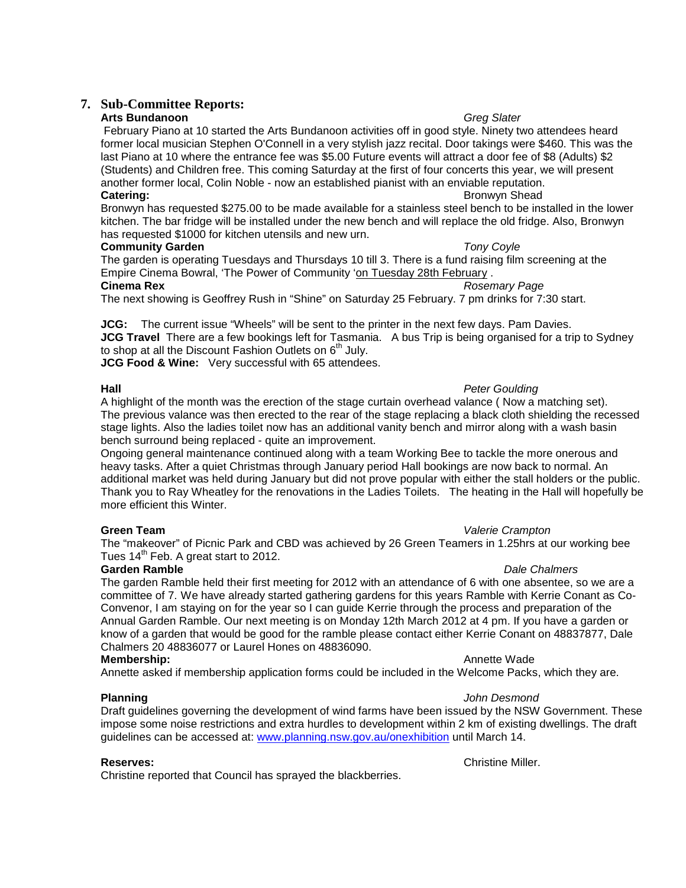## 7. Sub-Committee Reports:

**Arts Bundanoon** *Greg Slater*

February Piano at 10 started the Arts Bundanoon activities off in good style. Ninety two attendees heard former local musician Stephen O'Connell in a very stylish jazz recital. Door takings were $460. This was the last Piano at 10 where the entrance fee was $5.00 Future events will attract a door fee of $8 (Adults) $2 (Students) and Children free. This coming Saturday at the first of four concerts this year, we will present another former local, Colin Noble - now an established pianist with an enviable reputation.

**Catering:** Bronwyn Shead

Bronwyn has requested $275.00 to be made available for a stainless steel bench to be installed in the lower kitchen. The bar fridge will be installed under the new bench and will replace the old fridge. Also, Bronwyn has requested $1000 for kitchen utensils and new urn.

**Community Garden** *Tony Coyle*

The garden is operating Tuesdays and Thursdays 10 till 3. There is a fund raising film screening at the Empire Cinema Bowral, 'The Power of Community 'on Tuesday 28th February .

**Cinema Rex** *Rosemary Page*

The next showing is Geoffrey Rush in "Shine" on Saturday 25 February. 7 pm drinks for 7:30 start.

**JCG:** The current issue "Wheels" will be sent to the printer in the next few days. Pam Davies.

**JCG Travel** There are a few bookings left for Tasmania. A bus Trip is being organised for a trip to Sydney to shop at all the Discount Fashion Outlets on 6th July.

**JCG Food & Wine:** Very successful with 65 attendees.

**Hall** *Peter Goulding*

A highlight of the month was the erection of the stage curtain overhead valance ( Now a matching set). The previous valance was then erected to the rear of the stage replacing a black cloth shielding the recessed stage lights. Also the ladies toilet now has an additional vanity bench and mirror along with a wash basin bench surround being replaced - quite an improvement.

Ongoing general maintenance continued along with a team Working Bee to tackle the more onerous and heavy tasks. After a quiet Christmas through January period Hall bookings are now back to normal. An additional market was held during January but did not prove popular with either the stall holders or the public. Thank you to Ray Wheatley for the renovations in the Ladies Toilets. The heating in the Hall will hopefully be more efficient this Winter.

**Green Team** *Valerie Crampton*

The "makeover" of Picnic Park and CBD was achieved by 26 Green Teamers in 1.25hrs at our working bee Tues 14th Feb. A great start to 2012.

**Garden Ramble** *Dale Chalmers*

The garden Ramble held their first meeting for 2012 with an attendance of 6 with one absentee, so we are a committee of 7. We have already started gathering gardens for this years Ramble with Kerrie Conant as Co-Convenor, I am staying on for the year so I can guide Kerrie through the process and preparation of the Annual Garden Ramble. Our next meeting is on Monday 12th March 2012 at 4 pm. If you have a garden or know of a garden that would be good for the ramble please contact either Kerrie Conant on 48837877, Dale Chalmers 20 48836077 or Laurel Hones on 48836090.

**Membership:** Annette Wade

Annette asked if membership application forms could be included in the Welcome Packs, which they are.

**Planning** *John Desmond*

Draft guidelines governing the development of wind farms have been issued by the NSW Government. These impose some noise restrictions and extra hurdles to development within 2 km of existing dwellings. The draft guidelines can be accessed at: [www.planning.nsw.gov.au/onexhibition](www.planning.nsw.gov.au/onexhibition) until March 14.

**Reserves:** Christine Miller.

Christine reported that Council has sprayed the blackberries.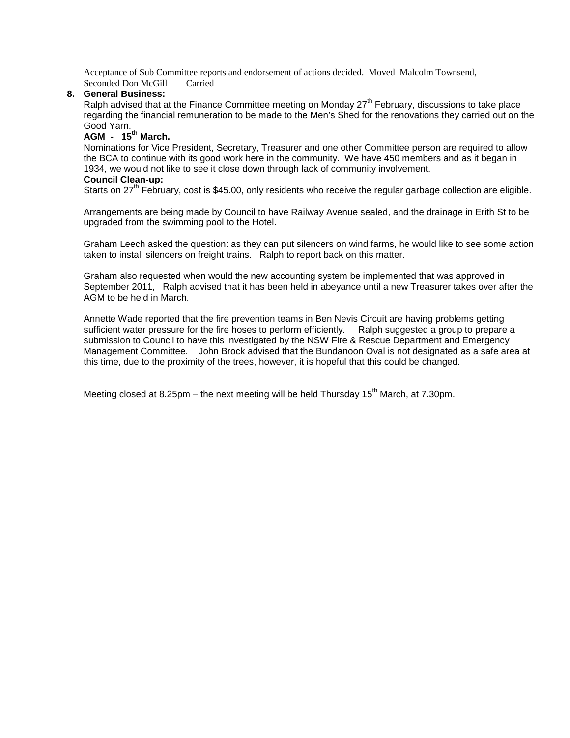Acceptance of Sub Committee reports and endorsement of actions decided. Moved Malcolm Townsend, Seconded Don McGill Carried

**8. General Business:**

Ralph advised that at the Finance Committee meeting on Monday 27th February, discussions to take place regarding the financial remuneration to be made to the Men's Shed for the renovations they carried out on the Good Yarn.

**AGM - 15th March.**

Nominations for Vice President, Secretary, Treasurer and one other Committee person are required to allow the BCA to continue with its good work here in the community. We have 450 members and as it began in 1934, we would not like to see it close down through lack of community involvement.

**Council Clean-up:**

Starts on 27th February, cost is $45.00, only residents who receive the regular garbage collection are eligible.

Arrangements are being made by Council to have Railway Avenue sealed, and the drainage in Erith St to be upgraded from the swimming pool to the Hotel.

Graham Leech asked the question: as they can put silencers on wind farms, he would like to see some action taken to install silencers on freight trains. Ralph to report back on this matter.

Graham also requested when would the new accounting system be implemented that was approved in September 2011, Ralph advised that it has been held in abeyance until a new Treasurer takes over after the AGM to be held in March.

Annette Wade reported that the fire prevention teams in Ben Nevis Circuit are having problems getting sufficient water pressure for the fire hoses to perform efficiently. Ralph suggested a group to prepare a submission to Council to have this investigated by the NSW Fire & Rescue Department and Emergency Management Committee. John Brock advised that the Bundanoon Oval is not designated as a safe area at this time, due to the proximity of the trees, however, it is hopeful that this could be changed.

Meeting closed at 8.25pm – the next meeting will be held Thursday 15th March, at 7.30pm.